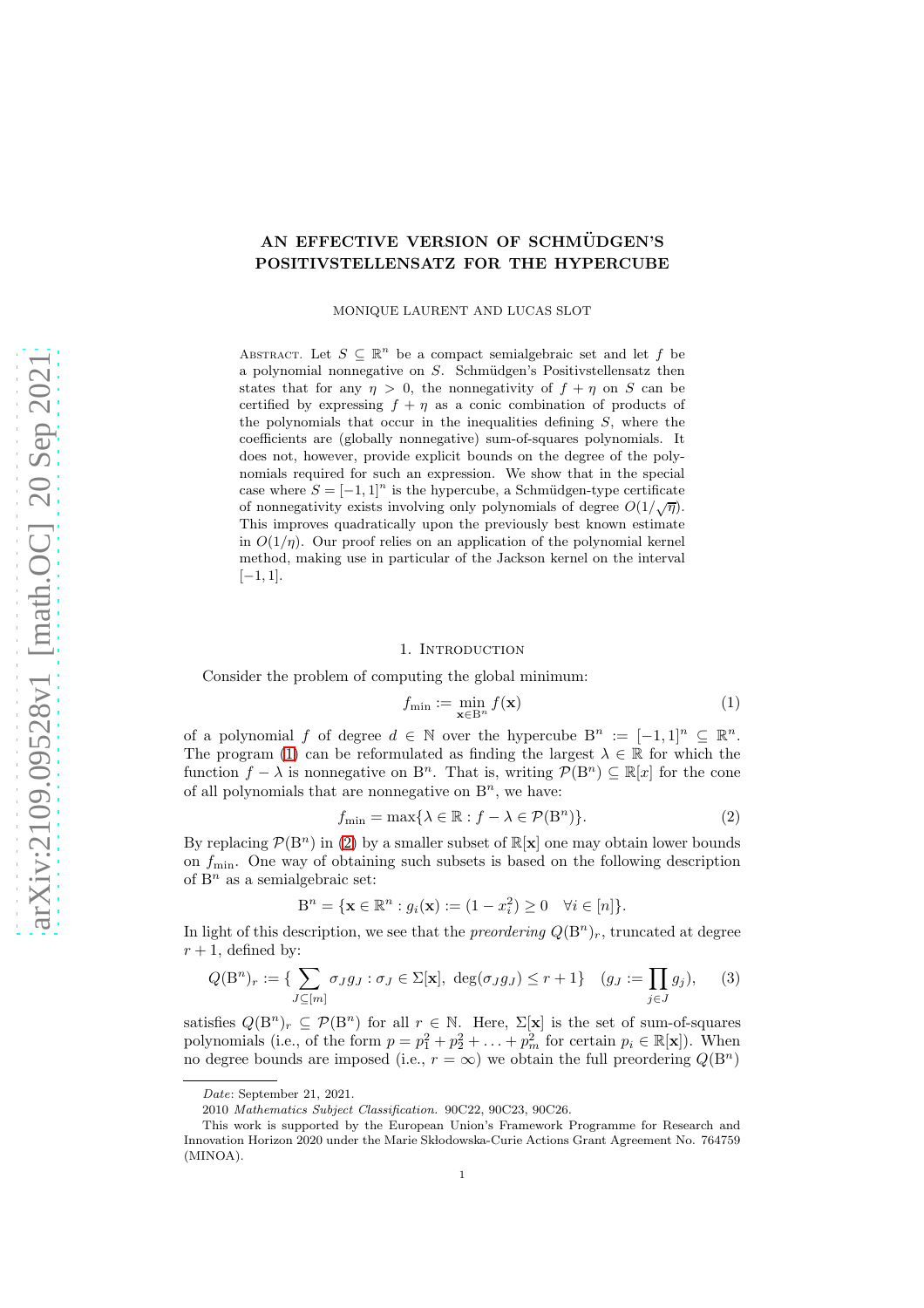# AN EFFECTIVE VERSION OF SCHMÜDGEN'S POSITIVSTELLENSATZ FOR THE HYPERCUBE

MONIQUE LAURENT AND LUCAS SLOT

Abstract. Let $S \subseteq \mathbb{R}^n$ be a compact semialgebraic set and let $f$ be a polynomial nonnegative on $S$. Schmüdgen's Positivstellensatz then states that for any $\eta > 0$, the nonnegativity of $f + \eta$ on $S$ can be certified by expressing $f + \eta$ as a conic combination of products of the polynomials that occur in the inequalities defining $S$, where the coefficients are (globally nonnegative) sum-of-squares polynomials. It does not, however, provide explicit bounds on the degree of the polynomials required for such an expression. We show that in the special case where $S = [-1, 1]^n$ is the hypercube, a Schmüdgen-type certificate of nonnegativity exists involving only polynomials of degree $O(1/\sqrt{\eta})$. This improves quadratically upon the previously best known estimate in $O(1/\eta)$. Our proof relies on an application of the polynomial kernel method, making use in particular of the Jackson kernel on the interval $[-1, 1]$.

## 1. Introduction

Consider the problem of computing the global minimum:

$$f_{\min} := \min_{\mathbf{x} \in \mathrm{B}^n} f(\mathbf{x}) \tag{1}$$

of a polynomial $f$ of degree $d \in \mathbb{N}$ over the hypercube $\mathrm{B}^n := [-1, 1]^n \subseteq \mathbb{R}^n$. The program (1) can be reformulated as finding the largest $\lambda \in \mathbb{R}$ for which the function $f - \lambda$ is nonnegative on $\mathrm{B}^n$. That is, writing $\mathcal{P}(\mathrm{B}^n) \subseteq \mathbb{R}[x]$ for the cone of all polynomials that are nonnegative on $\mathrm{B}^n$, we have:

$$f_{\min} = \max\{\lambda \in \mathbb{R} : f - \lambda \in \mathcal{P}(\mathrm{B}^n)\}. \tag{2}$$

By replacing $\mathcal{P}(\mathrm{B}^n)$ in (2) by a smaller subset of $\mathbb{R}[\mathbf{x}]$ one may obtain lower bounds on $f_{\min}$. One way of obtaining such subsets is based on the following description of $\mathrm{B}^n$ as a semialgebraic set:

$$\mathrm{B}^n = \{\mathbf{x} \in \mathbb{R}^n : g_i(\mathbf{x}) := (1 - x_i^2) \geq 0 \quad \forall i \in [n]\}.$$

In light of this description, we see that the *preordering* $Q(\mathrm{B}^n)_r$, truncated at degree $r + 1$, defined by:

$$Q(\mathrm{B}^n)_r := \{ \sum_{J \subseteq [m]} \sigma_J g_J : \sigma_J \in \Sigma[\mathbf{x}],\ \deg(\sigma_J g_J) \leq r + 1\} \quad (g_J := \prod_{j \in J} g_j), \tag{3}$$

satisfies $Q(\mathrm{B}^n)_r \subseteq \mathcal{P}(\mathrm{B}^n)$ for all $r \in \mathbb{N}$. Here, $\Sigma[\mathbf{x}]$ is the set of sum-of-squares polynomials (i.e., of the form $p = p_1^2 + p_2^2 + \ldots + p_m^2$ for certain $p_i \in \mathbb{R}[\mathbf{x}]$). When no degree bounds are imposed (i.e., $r = \infty$) we obtain the full preordering $Q(\mathrm{B}^n)$

---

*Date*: September 21, 2021.

2010 *Mathematics Subject Classification.* 90C22, 90C23, 90C26.

This work is supported by the European Union's Framework Programme for Research and Innovation Horizon 2020 under the Marie Skłodowska-Curie Actions Grant Agreement No. 764759 (MINOA).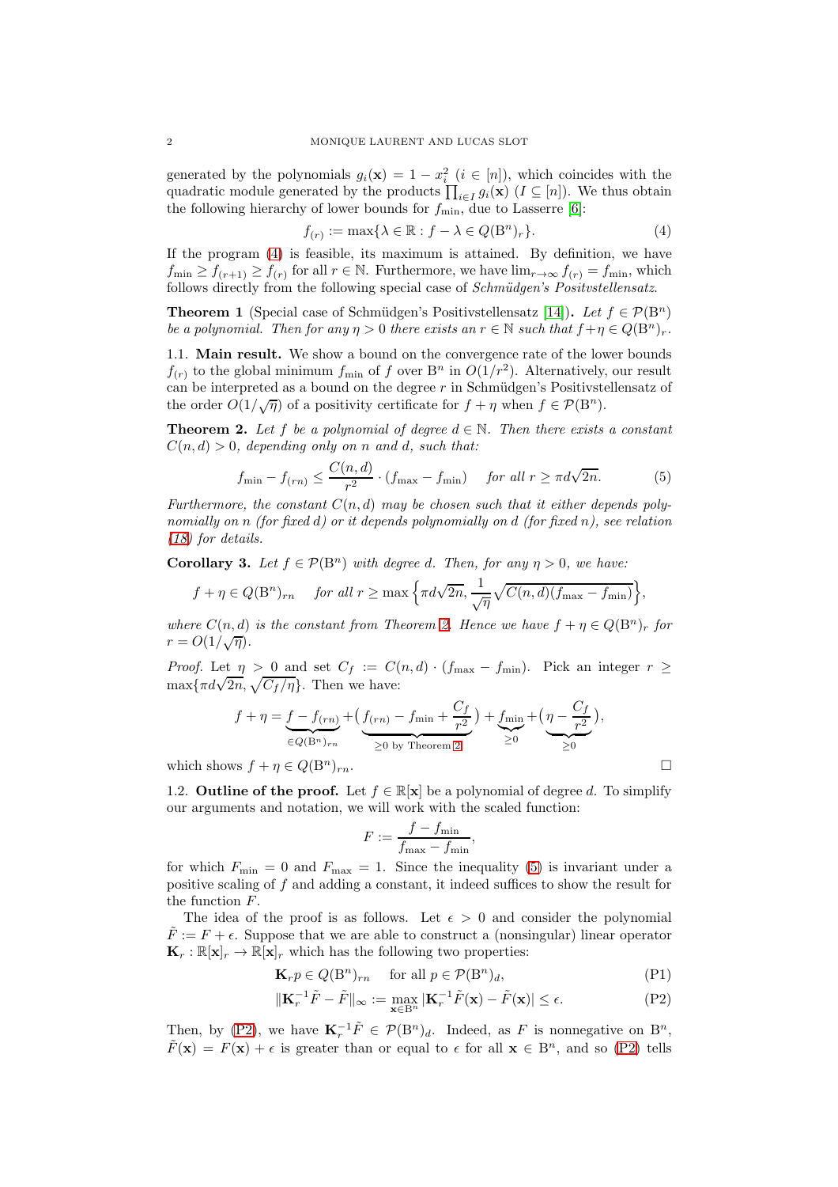generated by the polynomials $g_i(\mathbf{x}) = 1 - x_i^2$ $(i \in [n])$, which coincides with the quadratic module generated by the products $\prod_{i \in I} g_i(\mathbf{x})$ $(I \subseteq [n])$. We thus obtain the following hierarchy of lower bounds for $f_{\min}$, due to Lasserre [6]:

$$f_{(r)} := \max\{\lambda \in \mathbb{R} : f - \lambda \in Q(\mathrm{B}^n)_r\}. \tag{4}$$

If the program (4) is feasible, its maximum is attained. By definition, we have $f_{\min} \geq f_{(r+1)} \geq f_{(r)}$ for all $r \in \mathbb{N}$. Furthermore, we have $\lim_{r\to\infty} f_{(r)} = f_{\min}$, which follows directly from the following special case of *Schmüdgen's Positvstellensatz*.

**Theorem 1** (Special case of Schmüdgen's Positivstellensatz [14])**.** *Let $f \in \mathcal{P}(\mathrm{B}^n)$ be a polynomial. Then for any $\eta > 0$ there exists an $r \in \mathbb{N}$ such that $f + \eta \in Q(\mathrm{B}^n)_r$.*

### 1.1. Main result.

We show a bound on the convergence rate of the lower bounds $f_{(r)}$ to the global minimum $f_{\min}$ of $f$ over $\mathrm{B}^n$ in $O(1/r^2)$. Alternatively, our result can be interpreted as a bound on the degree $r$ in Schmüdgen's Positivstellensatz of the order $O(1/\sqrt{\eta})$ of a positivity certificate for $f + \eta$ when $f \in \mathcal{P}(\mathrm{B}^n)$.

**Theorem 2.** *Let $f$ be a polynomial of degree $d \in \mathbb{N}$. Then there exists a constant $C(n,d) > 0$, depending only on $n$ and $d$, such that:*

$$f_{\min} - f_{(rn)} \leq \frac{C(n,d)}{r^2} \cdot (f_{\max} - f_{\min}) \quad \text{for all } r \geq \pi d\sqrt{2n}. \tag{5}$$

*Furthermore, the constant $C(n,d)$ may be chosen such that it either depends polynomially on $n$ (for fixed $d$) or it depends polynomially on $d$ (for fixed $n$), see relation (18) for details.*

**Corollary 3.** *Let $f \in \mathcal{P}(\mathrm{B}^n)$ with degree $d$. Then, for any $\eta > 0$, we have:*

$$f + \eta \in Q(\mathrm{B}^n)_{rn} \quad \text{for all } r \geq \max\left\{\pi d\sqrt{2n}, \frac{1}{\sqrt{\eta}}\sqrt{C(n,d)(f_{\max} - f_{\min})}\right\},$$

*where $C(n,d)$ is the constant from Theorem 2. Hence we have $f + \eta \in Q(\mathrm{B}^n)_r$ for $r = O(1/\sqrt{\eta})$.*

*Proof.* Let $\eta > 0$ and set $C_f := C(n,d) \cdot (f_{\max} - f_{\min})$. Pick an integer $r \geq \max\{\pi d\sqrt{2n}, \sqrt{C_f/\eta}\}$. Then we have:

$$f + \eta = \underbrace{f - f_{(rn)}}_{\in Q(\mathrm{B}^n)_{rn}} + \underbrace{\left(f_{(rn)} - f_{\min} + \frac{C_f}{r^2}\right)}_{\geq 0 \text{ by Theorem 2}} + \underbrace{f_{\min}}_{\geq 0} + \underbrace{\left(\eta - \frac{C_f}{r^2}\right)}_{\geq 0},$$

which shows $f + \eta \in Q(\mathrm{B}^n)_{rn}$. $\square$

### 1.2. Outline of the proof.

Let $f \in \mathbb{R}[\mathbf{x}]$ be a polynomial of degree $d$. To simplify our arguments and notation, we will work with the scaled function:

$$F := \frac{f - f_{\min}}{f_{\max} - f_{\min}},$$

for which $F_{\min} = 0$ and $F_{\max} = 1$. Since the inequality (5) is invariant under a positive scaling of $f$ and adding a constant, it indeed suffices to show the result for the function $F$.

The idea of the proof is as follows. Let $\epsilon > 0$ and consider the polynomial $\tilde{F} := F + \epsilon$. Suppose that we are able to construct a (nonsingular) linear operator $\mathbf{K}_r : \mathbb{R}[\mathbf{x}]_r \to \mathbb{R}[\mathbf{x}]_r$ which has the following two properties:

$$\mathbf{K}_r p \in Q(\mathrm{B}^n)_{rn} \quad \text{for all } p \in \mathcal{P}(\mathrm{B}^n)_d, \tag{P1}$$

$$\|\mathbf{K}_r^{-1}\tilde{F} - \tilde{F}\|_\infty := \max_{\mathbf{x}\in\mathrm{B}^n} |\mathbf{K}_r^{-1}\tilde{F}(\mathbf{x}) - \tilde{F}(\mathbf{x})| \leq \epsilon. \tag{P2}$$

Then, by (P2), we have $\mathbf{K}_r^{-1}\tilde{F} \in \mathcal{P}(\mathrm{B}^n)_d$. Indeed, as $F$ is nonnegative on $\mathrm{B}^n$, $\tilde{F}(\mathbf{x}) = F(\mathbf{x}) + \epsilon$ is greater than or equal to $\epsilon$ for all $\mathbf{x} \in \mathrm{B}^n$, and so (P2) tells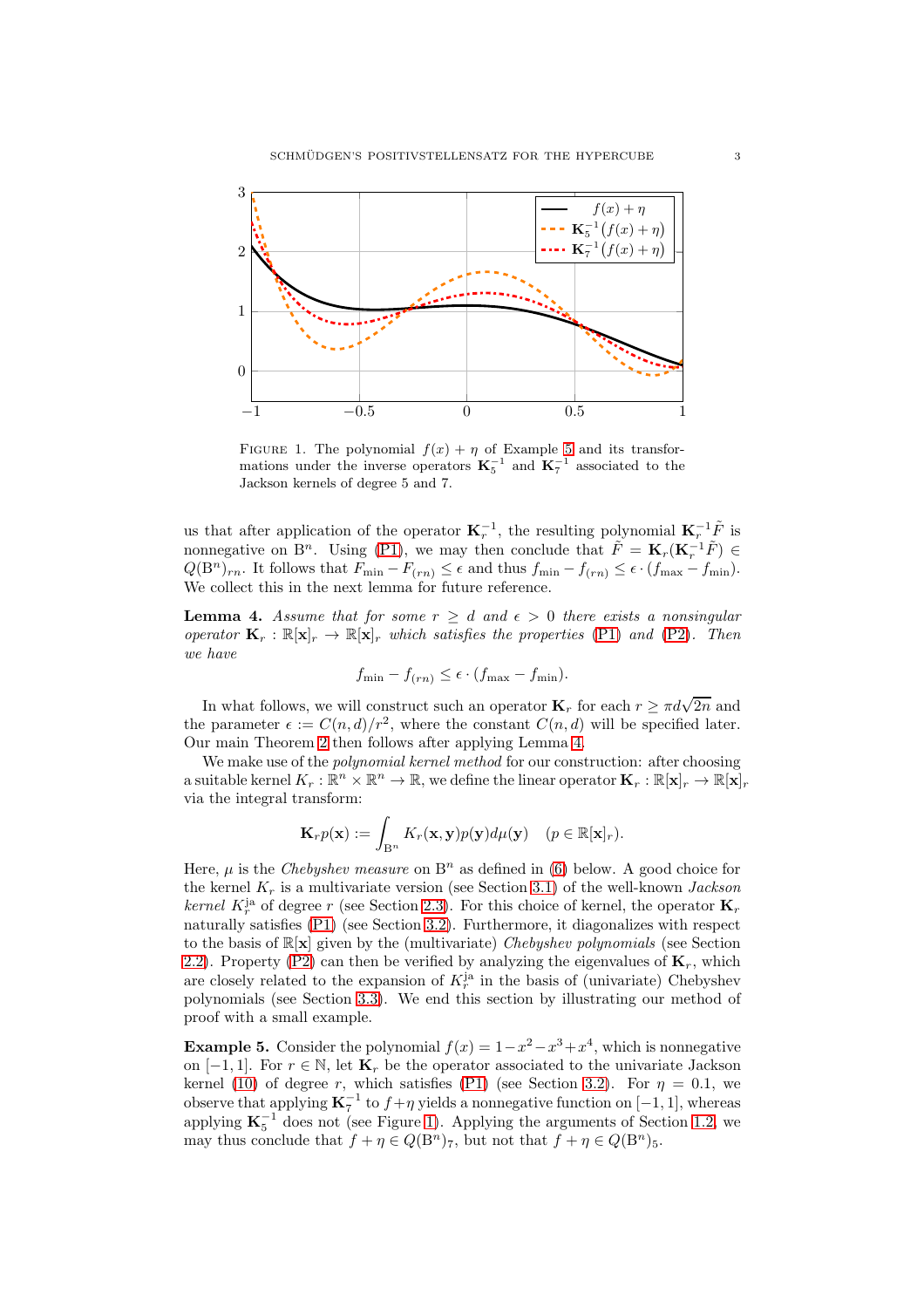FIGURE 1. The polynomial $f(x) + \eta$ of Example 5 and its transformations under the inverse operators $\mathbf{K}_5^{-1}$ and $\mathbf{K}_7^{-1}$ associated to the Jackson kernels of degree 5 and 7.

us that after application of the operator $\mathbf{K}_r^{-1}$, the resulting polynomial $\mathbf{K}_r^{-1}\tilde{F}$ is nonnegative on $\mathrm{B}^n$. Using (P1), we may then conclude that $\tilde{F} = \mathbf{K}_r(\mathbf{K}_r^{-1}\tilde{F}) \in Q(\mathrm{B}^n)_{rn}$. It follows that $F_{\min} - F_{(rn)} \leq \epsilon$ and thus $f_{\min} - f_{(rn)} \leq \epsilon \cdot (f_{\max} - f_{\min})$. We collect this in the next lemma for future reference.

**Lemma 4.** *Assume that for some $r \geq d$ and $\epsilon > 0$ there exists a nonsingular operator $\mathbf{K}_r : \mathbb{R}[\mathbf{x}]_r \to \mathbb{R}[\mathbf{x}]_r$ which satisfies the properties (P1) and (P2). Then we have*

$$f_{\min} - f_{(rn)} \leq \epsilon \cdot (\tilde{f}_{\max} - f_{\min}).$$

In what follows, we will construct such an operator $\mathbf{K}_r$ for each $r \geq \pi d\sqrt{2n}$ and the parameter $\epsilon := C(n,d)/r^2$, where the constant $C(n,d)$ will be specified later. Our main Theorem 2 then follows after applying Lemma 4.

We make use of the *polynomial kernel method* for our construction: after choosing a suitable kernel $K_r : \mathbb{R}^n \times \mathbb{R}^n \to \mathbb{R}$, we define the linear operator $\mathbf{K}_r : \mathbb{R}[\mathbf{x}]_r \to \mathbb{R}[\mathbf{x}]_r$ via the integral transform:

$$\mathbf{K}_r p(\mathbf{x}) := \int_{\mathrm{B}^n} K_r(\mathbf{x}, \mathbf{y}) p(\mathbf{y}) d\mu(\mathbf{y}) \quad (p \in \mathbb{R}[\mathbf{x}]_r).$$

Here, $\mu$ is the *Chebyshev measure* on $\mathrm{B}^n$ as defined in (6) below. A good choice for the kernel $K_r$ is a multivariate version (see Section 3.1) of the well-known *Jackson kernel* $K_r^{\mathrm{ja}}$ of degree $r$ (see Section 2.3). For this choice of kernel, the operator $\mathbf{K}_r$ naturally satisfies (P1) (see Section 3.2). Furthermore, it diagonalizes with respect to the basis of $\mathbb{R}[\mathbf{x}]$ given by the (multivariate) *Chebyshev polynomials* (see Section 2.2). Property (P2) can then be verified by analyzing the eigenvalues of $\mathbf{K}_r$, which are closely related to the expansion of $K_r^{\mathrm{ja}}$ in the basis of (univariate) Chebyshev polynomials (see Section 3.3). We end this section by illustrating our method of proof with a small example.

**Example 5.** Consider the polynomial $f(x) = 1 - x^2 - x^3 + x^4$, which is nonnegative on $[-1, 1]$. For $r \in \mathbb{N}$, let $\mathbf{K}_r$ be the operator associated to the univariate Jackson kernel (10) of degree $r$, which satisfies (P1) (see Section 3.2). For $\eta = 0.1$, we observe that applying $\mathbf{K}_7^{-1}$ to $f + \eta$ yields a nonnegative function on $[-1, 1]$, whereas applying $\mathbf{K}_5^{-1}$ does not (see Figure 1). Applying the arguments of Section 1.2, we may thus conclude that $f + \eta \in Q(\mathrm{B}^n)_7$, but not that $f + \eta \in Q(\mathrm{B}^n)_5$.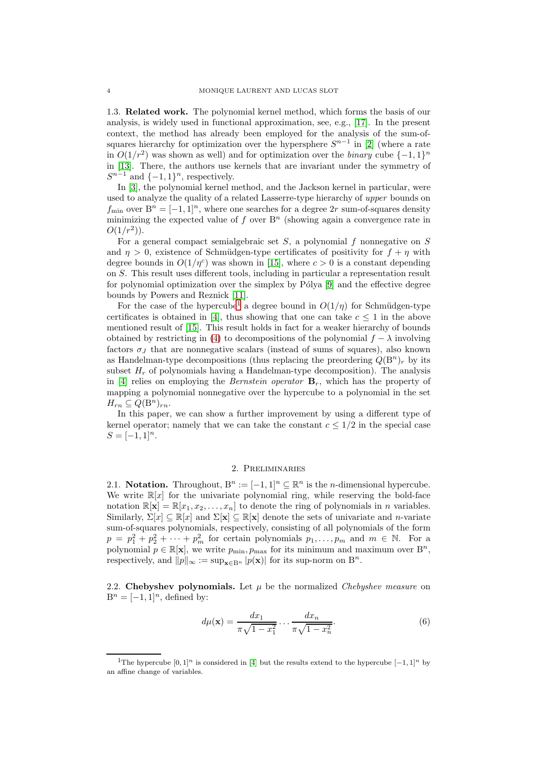**1.3. Related work.** The polynomial kernel method, which forms the basis of our analysis, is widely used in functional approximation, see, e.g., [17]. In the present context, the method has already been employed for the analysis of the sum-of-squares hierarchy for optimization over the hypersphere $S^{n-1}$ in [2] (where a rate in $O(1/r^2)$ was shown as well) and for optimization over the *binary* cube $\{-1,1\}^n$ in [13]. There, the authors use kernels that are invariant under the symmetry of $S^{n-1}$ and $\{-1,1\}^n$, respectively.

In [3], the polynomial kernel method, and the Jackson kernel in particular, were used to analyze the quality of a related Lasserre-type hierarchy of *upper* bounds on $f_{\min}$ over $\mathrm{B}^n = [-1,1]^n$, where one searches for a degree $2r$ sum-of-squares density minimizing the expected value of $f$ over $\mathrm{B}^n$ (showing again a convergence rate in $O(1/r^2)$).

For a general compact semialgebraic set $S$, a polynomial $f$ nonnegative on $S$ and $\eta > 0$, existence of Schmüdgen-type certificates of positivity for $f + \eta$ with degree bounds in $O(1/\eta^c)$ was shown in [15], where $c > 0$ is a constant depending on $S$. This result uses different tools, including in particular a representation result for polynomial optimization over the simplex by Pólya [9] and the effective degree bounds by Powers and Reznick [11].

For the case of the hypercube[1] a degree bound in $O(1/\eta)$ for Schmüdgen-type certificates is obtained in [4], thus showing that one can take $c \leq 1$ in the above mentioned result of [15]. This result holds in fact for a weaker hierarchy of bounds obtained by restricting in (4) to decompositions of the polynomial $f - \lambda$ involving factors $\sigma_J$ that are nonnegative scalars (instead of sums of squares), also known as Handelman-type decompositions (thus replacing the preordering $Q(\mathrm{B}^n)_r$ by its subset $H_r$ of polynomials having a Handelman-type decomposition). The analysis in [4] relies on employing the *Bernstein operator* $\mathbf{B}_r$, which has the property of mapping a polynomial nonnegative over the hypercube to a polynomial in the set $H_{rn} \subseteq Q(\mathrm{B}^n)_{rn}$.

In this paper, we can show a further improvement by using a different type of kernel operator; namely that we can take the constant $c \leq 1/2$ in the special case $S = [-1,1]^n$.

## 2. Preliminaries

**2.1. Notation.** Throughout, $\mathrm{B}^n := [-1,1]^n \subseteq \mathbb{R}^n$ is the $n$-dimensional hypercube. We write $\mathbb{R}[x]$ for the univariate polynomial ring, while reserving the bold-face notation $\mathbb{R}[\mathbf{x}] = \mathbb{R}[x_1, x_2, \ldots, x_n]$ to denote the ring of polynomials in $n$ variables. Similarly, $\Sigma[x] \subseteq \mathbb{R}[x]$ and $\Sigma[\mathbf{x}] \subseteq \mathbb{R}[\mathbf{x}]$ denote the sets of univariate and $n$-variate sum-of-squares polynomials, respectively, consisting of all polynomials of the form $p = p_1^2 + p_2^2 + \cdots + p_m^2$ for certain polynomials $p_1, \ldots, p_m$ and $m \in \mathbb{N}$. For a polynomial $p \in \mathbb{R}[\mathbf{x}]$, we write $p_{\min}, p_{\max}$ for its minimum and maximum over $\mathrm{B}^n$, respectively, and $\|p\|_\infty := \sup_{\mathbf{x} \in \mathrm{B}^n} |p(\mathbf{x})|$ for its sup-norm on $\mathrm{B}^n$.

**2.2. Chebyshev polynomials.** Let $\mu$ be the normalized *Chebyshev measure* on $\mathrm{B}^n = [-1,1]^n$, defined by:

$$d\mu(\mathbf{x}) = \frac{dx_1}{\pi\sqrt{1-x_1^2}} \cdots \frac{dx_n}{\pi\sqrt{1-x_n^2}}. \tag{6}$$

---

[1] The hypercube $[0,1]^n$ is considered in [4] but the results extend to the hypercube $[-1,1]^n$ by an affine change of variables.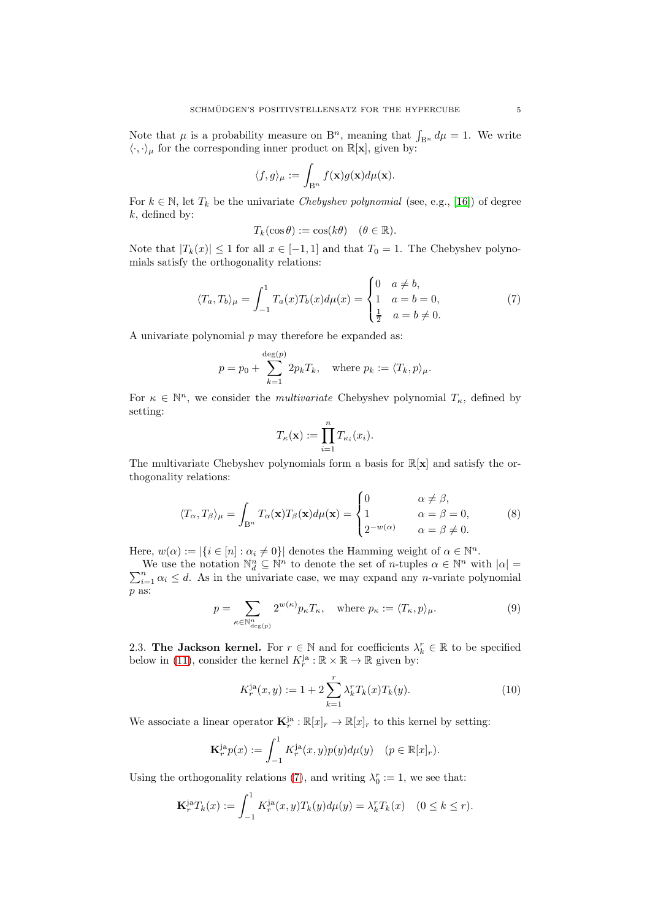Note that $\mu$ is a probability measure on $\mathrm{B}^n$, meaning that $\int_{\mathrm{B}^n} d\mu = 1$. We write $\langle \cdot, \cdot \rangle_\mu$ for the corresponding inner product on $\mathbb{R}[\mathbf{x}]$, given by:

$$\langle f, g \rangle_\mu := \int_{\mathrm{B}^n} f(\mathbf{x}) g(\mathbf{x}) d\mu(\mathbf{x}).$$

For $k \in \mathbb{N}$, let $T_k$ be the univariate *Chebyshev polynomial* (see, e.g., [16]) of degree $k$, defined by:

$$T_k(\cos\theta) := \cos(k\theta) \quad (\theta \in \mathbb{R}).$$

Note that $|T_k(x)| \leq 1$ for all $x \in [-1, 1]$ and that $T_0 = 1$. The Chebyshev polynomials satisfy the orthogonality relations:

$$\langle T_a, T_b \rangle_\mu = \int_{-1}^{1} T_a(x) T_b(x) d\mu(x) = \begin{cases} 0 & a \neq b, \\ 1 & a = b = 0, \\ \frac{1}{2} & a = b \neq 0. \end{cases} \tag{7}$$

A univariate polynomial $p$ may therefore be expanded as:

$$p = p_0 + \sum_{k=1}^{\deg(p)} 2 p_k T_k, \quad \text{where } p_k := \langle T_k, p \rangle_\mu.$$

For $\kappa \in \mathbb{N}^n$, we consider the *multivariate* Chebyshev polynomial $T_\kappa$, defined by setting:

$$T_\kappa(\mathbf{x}) := \prod_{i=1}^{n} T_{\kappa_i}(x_i).$$

The multivariate Chebyshev polynomials form a basis for $\mathbb{R}[\mathbf{x}]$ and satisfy the orthogonality relations:

$$\langle T_\alpha, T_\beta \rangle_\mu = \int_{\mathrm{B}^n} T_\alpha(\mathbf{x}) T_\beta(\mathbf{x}) d\mu(\mathbf{x}) = \begin{cases} 0 & \alpha \neq \beta, \\ 1 & \alpha = \beta = 0, \\ 2^{-w(\alpha)} & \alpha = \beta \neq 0. \end{cases} \tag{8}$$

Here, $w(\alpha) := |\{i \in [n] : \alpha_i \neq 0\}|$ denotes the Hamming weight of $\alpha \in \mathbb{N}^n$.

We use the notation $\mathbb{N}^n_d \subseteq \mathbb{N}^n$ to denote the set of $n$-tuples $\alpha \in \mathbb{N}^n$ with $|\alpha| = \sum_{i=1}^n \alpha_i \leq d$. As in the univariate case, we may expand any $n$-variate polynomial $p$ as:

$$p = \sum_{\kappa \in \mathbb{N}^n_{\deg(p)}} 2^{w(\kappa)} p_\kappa T_\kappa, \quad \text{where } p_\kappa := \langle T_\kappa, p \rangle_\mu. \tag{9}$$

**2.3. The Jackson kernel.** For $r \in \mathbb{N}$ and for coefficients $\lambda^r_k \in \mathbb{R}$ to be specified below in (11), consider the kernel $K^{\mathrm{ja}}_r : \mathbb{R} \times \mathbb{R} \to \mathbb{R}$ given by:

$$K^{\mathrm{ja}}_r(x, y) := 1 + 2 \sum_{k=1}^{r} \lambda^r_k T_k(x) T_k(y). \tag{10}$$

We associate a linear operator $\mathbf{K}^{\mathrm{ja}}_r : \mathbb{R}[x]_r \to \mathbb{R}[x]_r$ to this kernel by setting:

$$\mathbf{K}^{\mathrm{ja}}_r p(x) := \int_{-1}^{1} K^{\mathrm{ja}}_r(x, y) p(y) d\mu(y) \quad (p \in \mathbb{R}[x]_r).$$

Using the orthogonality relations (7), and writing $\lambda^r_0 := 1$, we see that:

$$\mathbf{K}^{\mathrm{ja}}_r T_k(x) := \int_{-1}^{1} K^{\mathrm{ja}}_r(x, y) T_k(y) d\mu(y) = \lambda^r_k T_k(x) \quad (0 \leq k \leq r).$$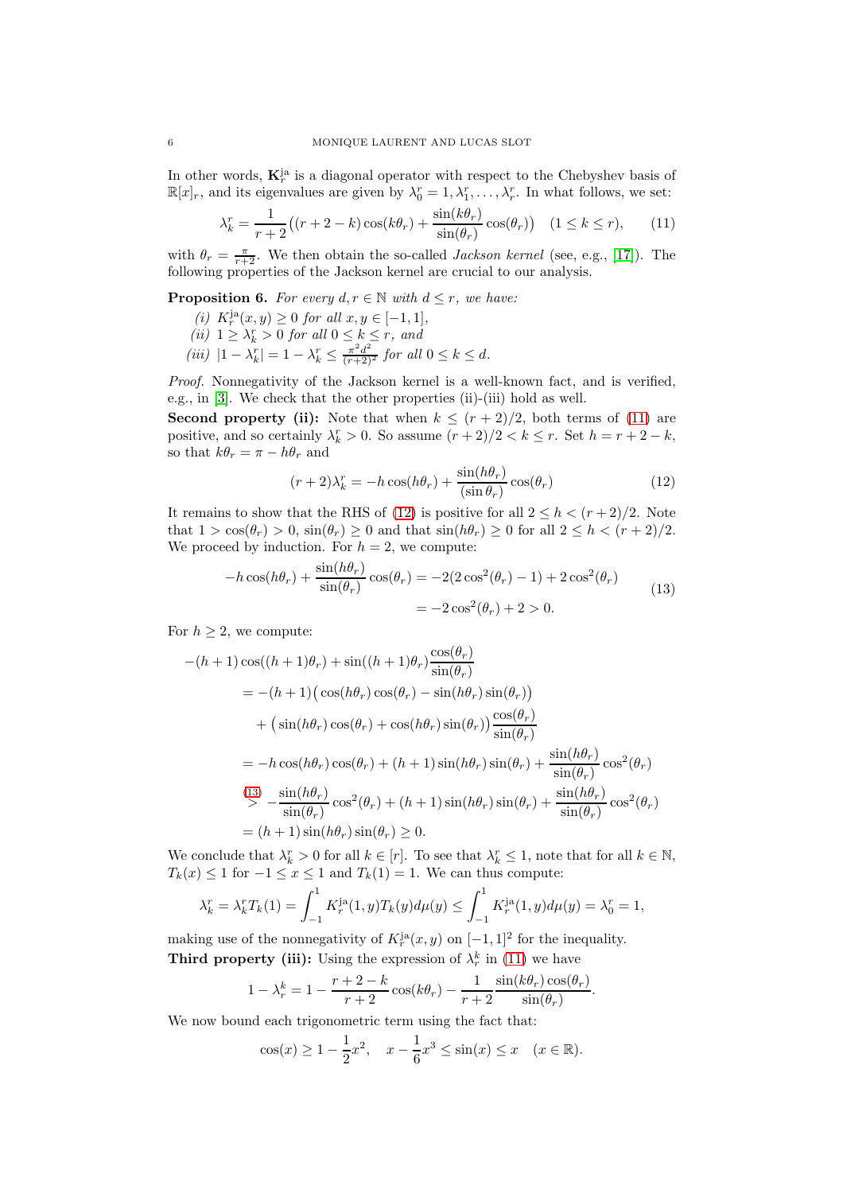In other words, $\mathbf{K}_r^{\mathrm{ja}}$ is a diagonal operator with respect to the Chebyshev basis of $\mathbb{R}[x]_r$, and its eigenvalues are given by $\lambda_0^r = 1, \lambda_1^r, \ldots, \lambda_r^r$. In what follows, we set:

$$\lambda_k^r = \frac{1}{r+2}\big((r+2-k)\cos(k\theta_r) + \frac{\sin(k\theta_r)}{\sin(\theta_r)}\cos(\theta_r)\big) \quad (1 \le k \le r), \tag{11}$$

with $\theta_r = \frac{\pi}{r+2}$. We then obtain the so-called *Jackson kernel* (see, e.g., [17]). The following properties of the Jackson kernel are crucial to our analysis.

**Proposition 6.** *For every $d, r \in \mathbb{N}$ with $d \le r$, we have:*

*(i) $K_r^{\mathrm{ja}}(x,y) \ge 0$ for all $x, y \in [-1,1]$,*
*(ii) $1 \ge \lambda_k^r > 0$ for all $0 \le k \le r$, and*
*(iii) $|1 - \lambda_k^r| = 1 - \lambda_k^r \le \frac{\pi^2 d^2}{(r+2)^2}$ for all $0 \le k \le d$.*

*Proof.* Nonnegativity of the Jackson kernel is a well-known fact, and is verified, e.g., in [3]. We check that the other properties (ii)-(iii) hold as well.

**Second property (ii):** Note that when $k \le (r+2)/2$, both terms of (11) are positive, and so certainly $\lambda_k^r > 0$. So assume $(r+2)/2 < k \le r$. Set $h = r+2-k$, so that $k\theta_r = \pi - h\theta_r$ and

$$(r+2)\lambda_k^r = -h\cos(h\theta_r) + \frac{\sin(h\theta_r)}{(\sin\theta_r)}\cos(\theta_r) \tag{12}$$

It remains to show that the RHS of (12) is positive for all $2 \le h < (r+2)/2$. Note that $1 > \cos(\theta_r) > 0$, $\sin(\theta_r) \ge 0$ and that $\sin(h\theta_r) \ge 0$ for all $2 \le h < (r+2)/2$. We proceed by induction. For $h = 2$, we compute:

$$\begin{aligned} -h\cos(h\theta_r) + \frac{\sin(h\theta_r)}{\sin(\theta_r)}\cos(\theta_r) &= -2(2\cos^2(\theta_r) - 1) + 2\cos^2(\theta_r) \\ &= -2\cos^2(\theta_r) + 2 > 0. \end{aligned} \tag{13}$$

For $h \ge 2$, we compute:

$$\begin{aligned}
&-(h+1)\cos((h+1)\theta_r) + \sin((h+1)\theta_r)\frac{\cos(\theta_r)}{\sin(\theta_r)} \\
&\quad= -(h+1)\big(\cos(h\theta_r)\cos(\theta_r) - \sin(h\theta_r)\sin(\theta_r)\big) \\
&\qquad+ \big(\sin(h\theta_r)\cos(\theta_r) + \cos(h\theta_r)\sin(\theta_r)\big)\frac{\cos(\theta_r)}{\sin(\theta_r)} \\
&\quad= -h\cos(h\theta_r)\cos(\theta_r) + (h+1)\sin(h\theta_r)\sin(\theta_r) + \frac{\sin(h\theta_r)}{\sin(\theta_r)}\cos^2(\theta_r) \\
&\quad\overset{(13)}{>} -\frac{\sin(h\theta_r)}{\sin(\theta_r)}\cos^2(\theta_r) + (h+1)\sin(h\theta_r)\sin(\theta_r) + \frac{\sin(h\theta_r)}{\sin(\theta_r)}\cos^2(\theta_r) \\
&\quad= (h+1)\sin(h\theta_r)\sin(\theta_r) \ge 0.
\end{aligned}$$

We conclude that $\lambda_k^r > 0$ for all $k \in [r]$. To see that $\lambda_k^r \le 1$, note that for all $k \in \mathbb{N}$, $T_k(x) \le 1$ for $-1 \le x \le 1$ and $T_k(1) = 1$. We can thus compute:

$$\lambda_k^r = \lambda_k^r T_k(1) = \int_{-1}^1 K_r^{\mathrm{ja}}(1,y)T_k(y)d\mu(y) \le \int_{-1}^1 K_r^{\mathrm{ja}}(1,y)d\mu(y) = \lambda_0^r = 1,$$

making use of the nonnegativity of $K_r^{\mathrm{ja}}(x,y)$ on $[-1,1]^2$ for the inequality.

**Third property (iii):** Using the expression of $\lambda_r^k$ in (11) we have

$$1 - \lambda_r^k = 1 - \frac{r+2-k}{r+2}\cos(k\theta_r) - \frac{1}{r+2}\frac{\sin(k\theta_r)\cos(\theta_r)}{\sin(\theta_r)}.$$

We now bound each trigonometric term using the fact that:

$$\cos(x) \ge 1 - \frac{1}{2}x^2, \quad x - \frac{1}{6}x^3 \le \sin(x) \le x \quad (x \in \mathbb{R}).$$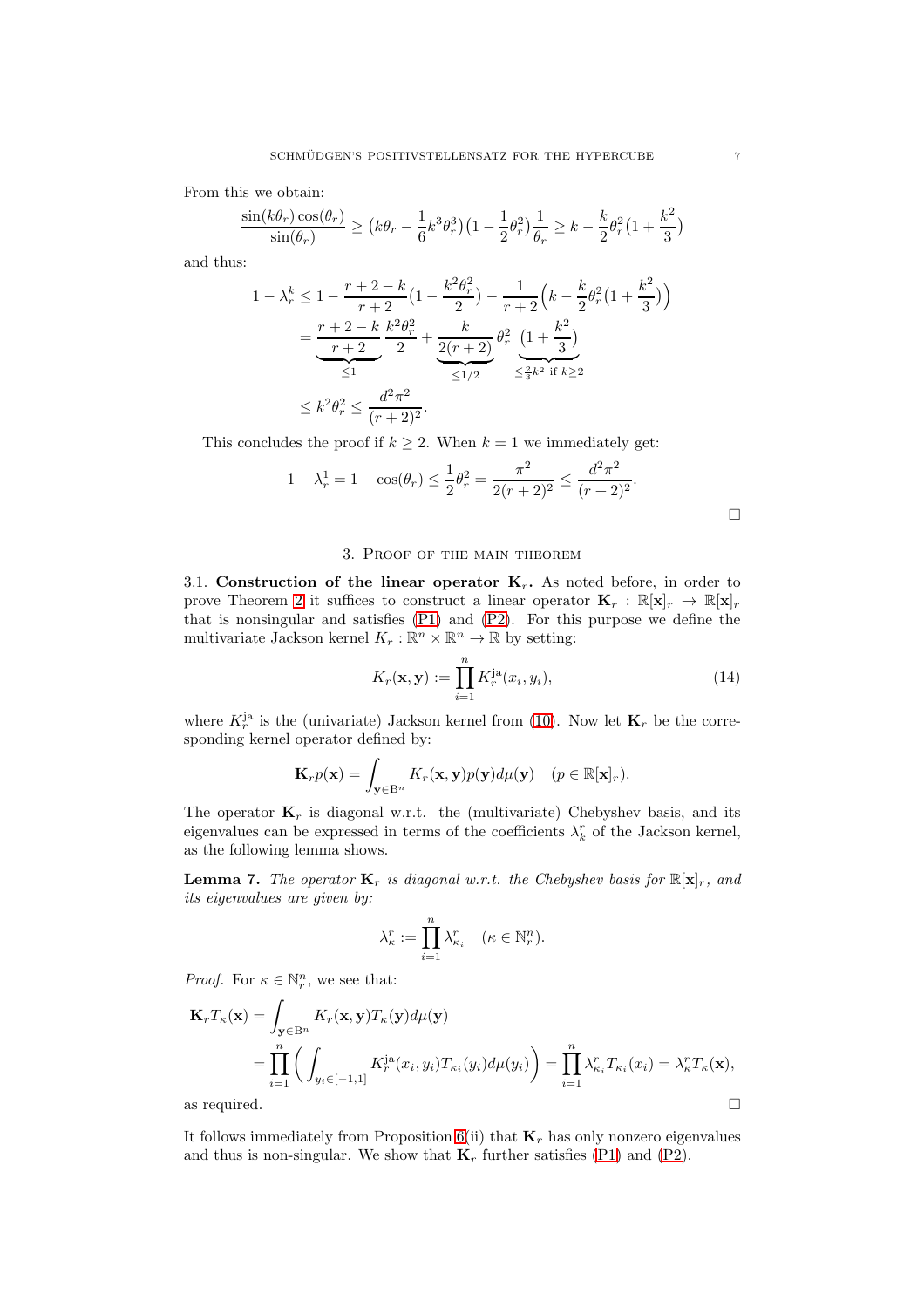From this we obtain:

$$\frac{\sin(k\theta_r)\cos(\theta_r)}{\sin(\theta_r)} \geq \left(k\theta_r - \frac{1}{6}k^3\theta_r^3\right)\left(1 - \frac{1}{2}\theta_r^2\right)\frac{1}{\theta_r} \geq k - \frac{k}{2}\theta_r^2\left(1 + \frac{k^2}{3}\right)$$

and thus:

$$\begin{aligned}
1 - \lambda_r^k &\leq 1 - \frac{r+2-k}{r+2}\left(1 - \frac{k^2\theta_r^2}{2}\right) - \frac{1}{r+2}\left(k - \frac{k}{2}\theta_r^2\left(1 + \frac{k^2}{3}\right)\right) \\
&= \underbrace{\frac{r+2-k}{r+2}}_{\leq 1}\frac{k^2\theta_r^2}{2} + \underbrace{\frac{k}{2(r+2)}}_{\leq 1/2}\theta_r^2 \underbrace{\left(1 + \frac{k^2}{3}\right)}_{\leq \frac{2}{3}k^2 \text{ if } k \geq 2} \\
&\leq k^2\theta_r^2 \leq \frac{d^2\pi^2}{(r+2)^2}.
\end{aligned}$$

This concludes the proof if $k \geq 2$. When $k = 1$ we immediately get:

$$1 - \lambda_r^1 = 1 - \cos(\theta_r) \leq \frac{1}{2}\theta_r^2 = \frac{\pi^2}{2(r+2)^2} \leq \frac{d^2\pi^2}{(r+2)^2}.$$

□

## 3. Proof of the main theorem

**3.1. Construction of the linear operator $\mathbf{K}_r$.** As noted before, in order to prove Theorem 2 it suffices to construct a linear operator $\mathbf{K}_r : \mathbb{R}[\mathbf{x}]_r \to \mathbb{R}[\mathbf{x}]_r$ that is nonsingular and satisfies (P1) and (P2). For this purpose we define the multivariate Jackson kernel $K_r : \mathbb{R}^n \times \mathbb{R}^n \to \mathbb{R}$ by setting:

$$K_r(\mathbf{x}, \mathbf{y}) := \prod_{i=1}^{n} K_r^{\mathrm{ja}}(x_i, y_i), \tag{14}$$

where $K_r^{\mathrm{ja}}$ is the (univariate) Jackson kernel from (10). Now let $\mathbf{K}_r$ be the corresponding kernel operator defined by:

$$\mathbf{K}_r p(\mathbf{x}) = \int_{\mathbf{y} \in \mathrm{B}^n} K_r(\mathbf{x}, \mathbf{y}) p(\mathbf{y}) d\mu(\mathbf{y}) \quad (p \in \mathbb{R}[\mathbf{x}]_r).$$

The operator $\mathbf{K}_r$ is diagonal w.r.t. the (multivariate) Chebyshev basis, and its eigenvalues can be expressed in terms of the coefficients $\lambda_k^r$ of the Jackson kernel, as the following lemma shows.

**Lemma 7.** *The operator $\mathbf{K}_r$ is diagonal w.r.t. the Chebyshev basis for $\mathbb{R}[\mathbf{x}]_r$, and its eigenvalues are given by:*

$$\lambda_\kappa^r := \prod_{i=1}^{n} \lambda_{\kappa_i}^r \quad (\kappa \in \mathbb{N}_r^n).$$

*Proof.* For $\kappa \in \mathbb{N}_r^n$, we see that:

$$\begin{aligned}
\mathbf{K}_r T_\kappa(\mathbf{x}) &= \int_{\mathbf{y} \in \mathrm{B}^n} K_r(\mathbf{x}, \mathbf{y}) T_\kappa(\mathbf{y}) d\mu(\mathbf{y}) \\
&= \prod_{i=1}^{n}\left(\int_{y_i \in [-1,1]} K_r^{\mathrm{ja}}(x_i, y_i) T_{\kappa_i}(y_i) d\mu(y_i)\right) = \prod_{i=1}^{n} \lambda_{\kappa_i}^r T_{\kappa_i}(x_i) = \lambda_\kappa^r T_\kappa(\mathbf{x}),
\end{aligned}$$

as required. □

It follows immediately from Proposition 6(ii) that $\mathbf{K}_r$ has only nonzero eigenvalues and thus is non-singular. We show that $\mathbf{K}_r$ further satisfies (P1) and (P2).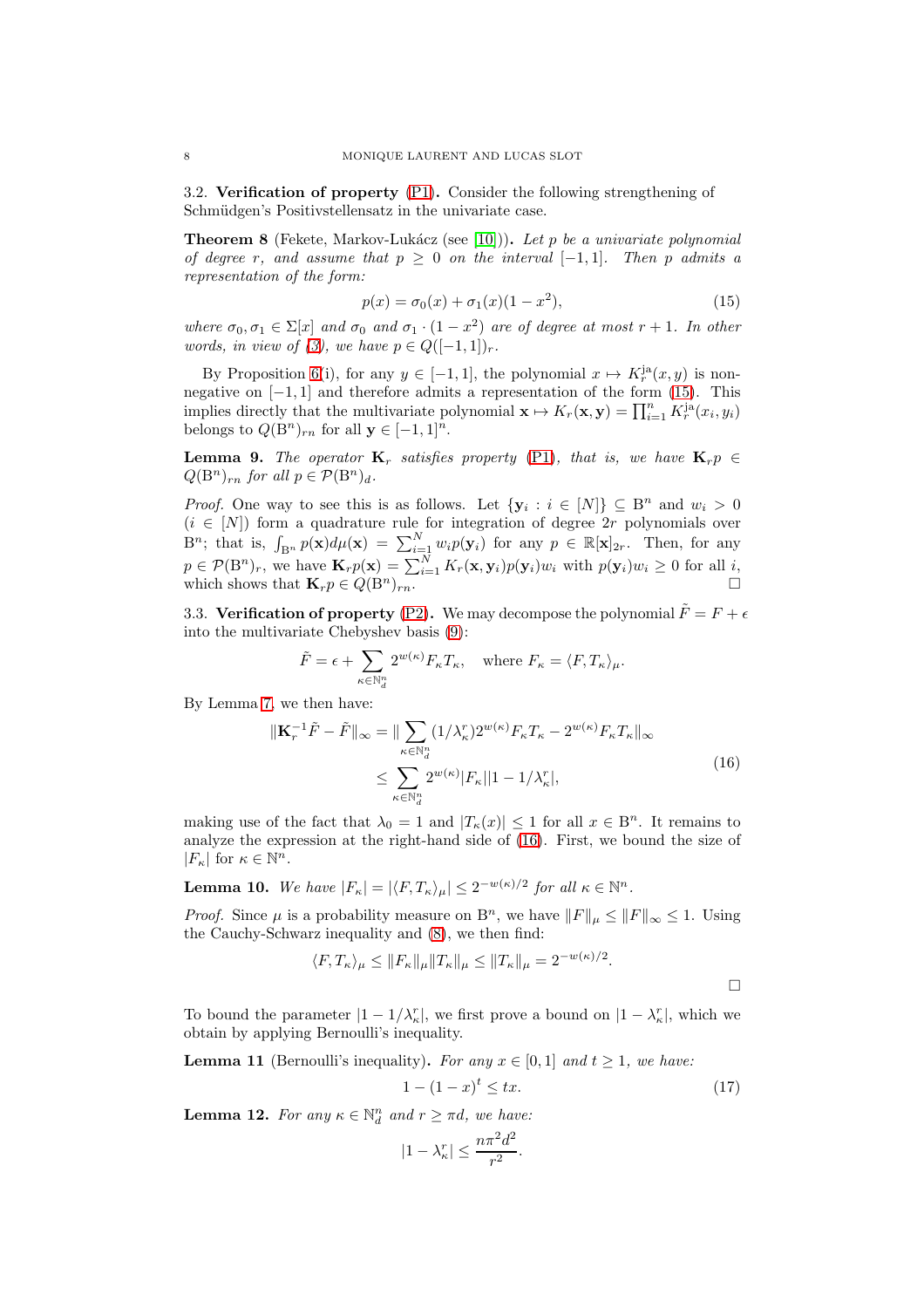### 3.2. Verification of property (P1).

Consider the following strengthening of Schmüdgen's Positivstellensatz in the univariate case.

**Theorem 8** (Fekete, Markov-Lukácz (see [10])). *Let $p$ be a univariate polynomial of degree $r$, and assume that $p \geq 0$ on the interval $[-1, 1]$. Then $p$ admits a representation of the form:*

$$p(x) = \sigma_0(x) + \sigma_1(x)(1 - x^2), \tag{15}$$

*where $\sigma_0, \sigma_1 \in \Sigma[x]$ and $\sigma_0$ and $\sigma_1 \cdot (1 - x^2)$ are of degree at most $r + 1$. In other words, in view of (3), we have $p \in Q([-1, 1])_r$.*

By Proposition 6(i), for any $y \in [-1, 1]$, the polynomial $x \mapsto K_r^{\mathrm{ja}}(x, y)$ is nonnegative on $[-1, 1]$ and therefore admits a representation of the form (15). This implies directly that the multivariate polynomial $\mathbf{x} \mapsto K_r(\mathbf{x}, \mathbf{y}) = \prod_{i=1}^n K_r^{\mathrm{ja}}(x_i, y_i)$ belongs to $Q(\mathrm{B}^n)_{rn}$ for all $\mathbf{y} \in [-1, 1]^n$.

**Lemma 9.** *The operator $\mathbf{K}_r$ satisfies property (P1), that is, we have $\mathbf{K}_r p \in Q(\mathrm{B}^n)_{rn}$ for all $p \in \mathcal{P}(\mathrm{B}^n)_d$.*

*Proof.* One way to see this is as follows. Let $\{\mathbf{y}_i : i \in [N]\} \subseteq \mathrm{B}^n$ and $w_i > 0$ ($i \in [N]$) form a quadrature rule for integration of degree $2r$ polynomials over $\mathrm{B}^n$; that is, $\int_{\mathrm{B}^n} p(\mathbf{x}) d\mu(\mathbf{x}) = \sum_{i=1}^N w_i p(\mathbf{y}_i)$ for any $p \in \mathbb{R}[\mathbf{x}]_{2r}$. Then, for any $p \in \mathcal{P}(\mathrm{B}^n)_r$, we have $\mathbf{K}_r p(\mathbf{x}) = \sum_{i=1}^N K_r(\mathbf{x}, \mathbf{y}_i) p(\mathbf{y}_i) w_i$ with $p(\mathbf{y}_i) w_i \geq 0$ for all $i$, which shows that $\mathbf{K}_r p \in Q(\mathrm{B}^n)_{rn}$. □

### 3.3. Verification of property (P2).

We may decompose the polynomial $\tilde{F} = F + \epsilon$ into the multivariate Chebyshev basis (9):

$$\tilde{F} = \epsilon + \sum_{\kappa \in \mathbb{N}^n_d} 2^{w(\kappa)} F_\kappa T_\kappa, \quad \text{where } F_\kappa = \langle F, T_\kappa \rangle_\mu.$$

By Lemma 7, we then have:

$$\begin{aligned}
\|\mathbf{K}_r^{-1} \tilde{F} - \tilde{F}\|_\infty &= \| \sum_{\kappa \in \mathbb{N}^n_d} (1/\lambda^r_\kappa) 2^{w(\kappa)} F_\kappa T_\kappa - 2^{w(\kappa)} F_\kappa T_\kappa \|_\infty \\
&\leq \sum_{\kappa \in \mathbb{N}^n_d} 2^{w(\kappa)} |F_\kappa| |1 - 1/\lambda^r_\kappa|,
\end{aligned} \tag{16}$$

making use of the fact that $\lambda_0 = 1$ and $|T_\kappa(x)| \leq 1$ for all $x \in \mathrm{B}^n$. It remains to analyze the expression at the right-hand side of (16). First, we bound the size of $|F_\kappa|$ for $\kappa \in \mathbb{N}^n$.

**Lemma 10.** *We have $|F_\kappa| = |\langle F, T_\kappa \rangle_\mu| \leq 2^{-w(\kappa)/2}$ for all $\kappa \in \mathbb{N}^n$.*

*Proof.* Since $\mu$ is a probability measure on $\mathrm{B}^n$, we have $\|F\|_\mu \leq \|F\|_\infty \leq 1$. Using the Cauchy-Schwarz inequality and (8), we then find:

$$\langle F, T_\kappa \rangle_\mu \leq \|F_\kappa\|_\mu \|T_\kappa\|_\mu \leq \|T_\kappa\|_\mu = 2^{-w(\kappa)/2}.$$

□

To bound the parameter $|1 - 1/\lambda^r_\kappa|$, we first prove a bound on $|1 - \lambda^r_\kappa|$, which we obtain by applying Bernoulli's inequality.

**Lemma 11** (Bernoulli's inequality). *For any $x \in [0, 1]$ and $t \geq 1$, we have:*

$$1 - (1 - x)^t \leq tx. \tag{17}$$

**Lemma 12.** *For any $\kappa \in \mathbb{N}^n_d$ and $r \geq \pi d$, we have:*

$$|1 - \lambda^r_\kappa| \leq \frac{n\pi^2 d^2}{r^2}.$$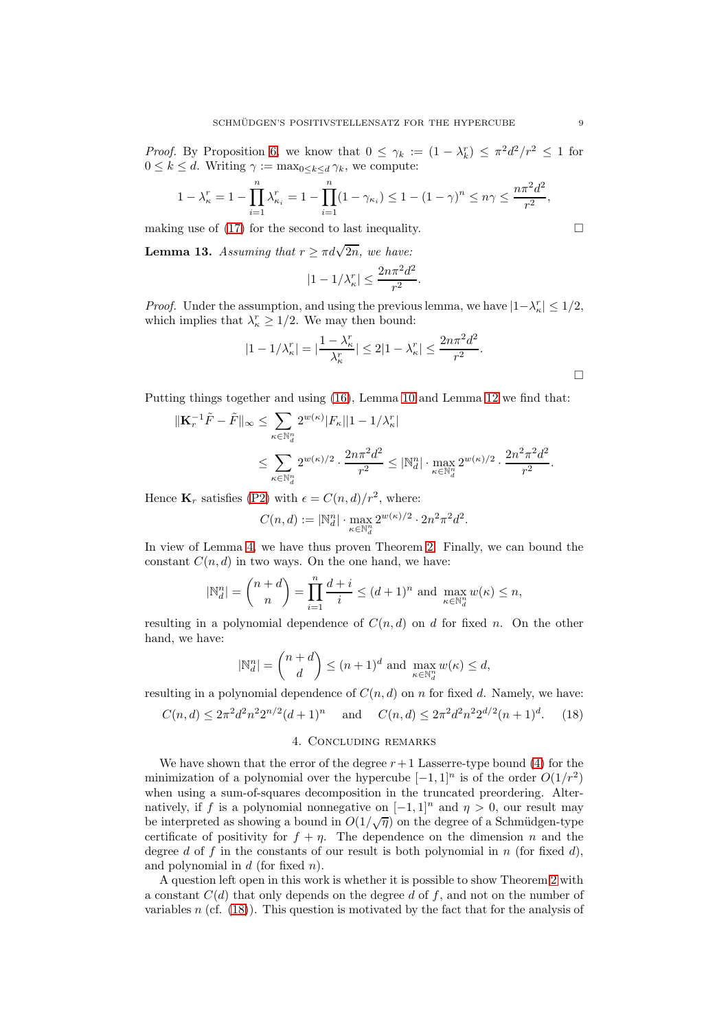*Proof.* By Proposition 6, we know that $0 \leq \gamma_k := (1 - \lambda_k^r) \leq \pi^2 d^2 / r^2 \leq 1$ for $0 \leq k \leq d$. Writing $\gamma := \max_{0 \leq k \leq d} \gamma_k$, we compute:

$$1 - \lambda_\kappa^r = 1 - \prod_{i=1}^n \lambda_{\kappa_i}^r = 1 - \prod_{i=1}^n (1 - \gamma_{\kappa_i}) \leq 1 - (1 - \gamma)^n \leq n\gamma \leq \frac{n\pi^2 d^2}{r^2},$$

making use of (17) for the second to last inequality. □

**Lemma 13.** *Assuming that $r \geq \pi d \sqrt{2n}$, we have:*

$$|1 - 1/\lambda_\kappa^r| \leq \frac{2n\pi^2 d^2}{r^2}.$$

*Proof.* Under the assumption, and using the previous lemma, we have $|1 - \lambda_\kappa^r| \leq 1/2$, which implies that $\lambda_\kappa^r \geq 1/2$. We may then bound:

$$|1 - 1/\lambda_\kappa^r| = |\frac{1 - \lambda_\kappa^r}{\lambda_\kappa^r}| \leq 2|1 - \lambda_\kappa^r| \leq \frac{2n\pi^2 d^2}{r^2}.$$

□

Putting things together and using (16), Lemma 10 and Lemma 12 we find that:

$$\|\mathbf{K}_r^{-1}\tilde{F} - \tilde{F}\|_\infty \leq \sum_{\kappa \in \mathbb{N}_d^n} 2^{w(\kappa)} |F_\kappa| |1 - 1/\lambda_\kappa^r|$$

$$\leq \sum_{\kappa \in \mathbb{N}_d^n} 2^{w(\kappa)/2} \cdot \frac{2n\pi^2 d^2}{r^2} \leq |\mathbb{N}_d^n| \cdot \max_{\kappa \in \mathbb{N}_d^n} 2^{w(\kappa)/2} \cdot \frac{2n^2\pi^2 d^2}{r^2}.$$

Hence $\mathbf{K}_r$ satisfies (P2) with $\epsilon = C(n,d)/r^2$, where:

$$C(n,d) := |\mathbb{N}_d^n| \cdot \max_{\kappa \in \mathbb{N}_d^n} 2^{w(\kappa)/2} \cdot 2n^2\pi^2 d^2.$$

In view of Lemma 4, we have thus proven Theorem 2. Finally, we can bound the constant $C(n,d)$ in two ways. On the one hand, we have:

$$|\mathbb{N}_d^n| = \binom{n+d}{n} = \prod_{i=1}^n \frac{d+i}{i} \leq (d+1)^n \text{ and } \max_{\kappa \in \mathbb{N}_d^n} w(\kappa) \leq n,$$

resulting in a polynomial dependence of $C(n,d)$ on $d$ for fixed $n$. On the other hand, we have:

$$|\mathbb{N}_d^n| = \binom{n+d}{d} \leq (n+1)^d \text{ and } \max_{\kappa \in \mathbb{N}_d^n} w(\kappa) \leq d,$$

resulting in a polynomial dependence of $C(n,d)$ on $n$ for fixed $d$. Namely, we have:

$$C(n,d) \leq 2\pi^2 d^2 n^2 2^{n/2} (d+1)^n \quad \text{and} \quad C(n,d) \leq 2\pi^2 d^2 n^2 2^{d/2} (n+1)^d. \tag{18}$$

## 4. Concluding remarks

We have shown that the error of the degree $r+1$ Lasserre-type bound (4) for the minimization of a polynomial over the hypercube $[-1,1]^n$ is of the order $O(1/r^2)$ when using a sum-of-squares decomposition in the truncated preordering. Alternatively, if $f$ is a polynomial nonnegative on $[-1,1]^n$ and $\eta > 0$, our result may be interpreted as showing a bound in $O(1/\sqrt{\eta})$ on the degree of a Schmüdgen-type certificate of positivity for $f + \eta$. The dependence on the dimension $n$ and the degree $d$ of $f$ in the constants of our result is both polynomial in $n$ (for fixed $d$), and polynomial in $d$ (for fixed $n$).

A question left open in this work is whether it is possible to show Theorem 2 with a constant $C(d)$ that only depends on the degree $d$ of $f$, and not on the number of variables $n$ (cf. (18)). This question is motivated by the fact that for the analysis of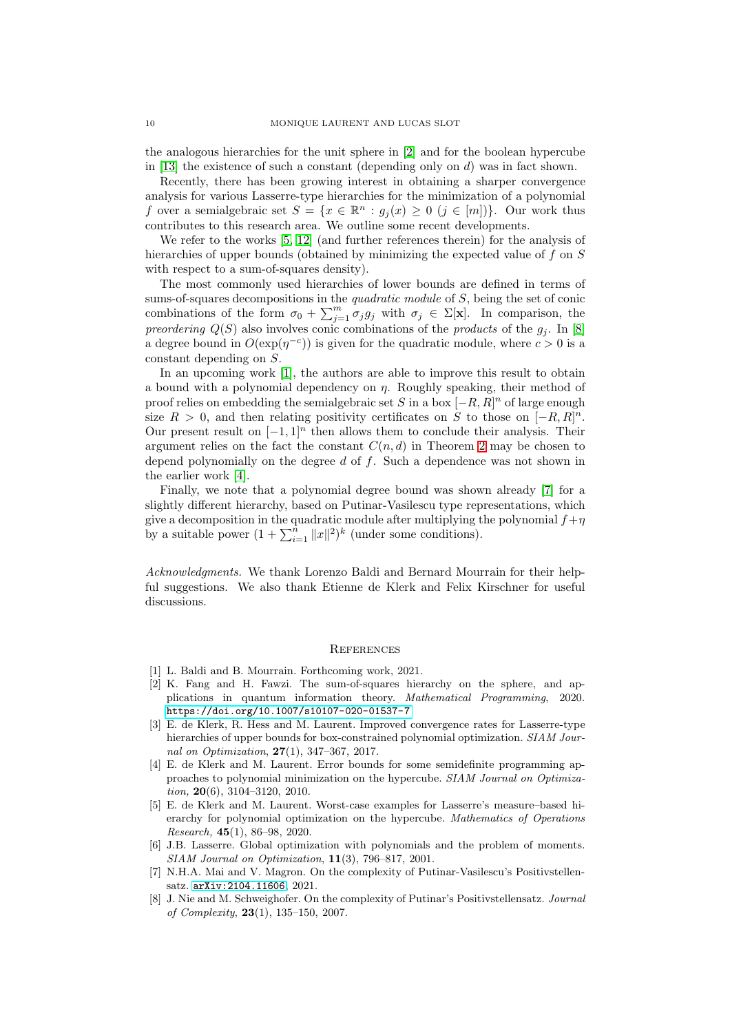the analogous hierarchies for the unit sphere in [2] and for the boolean hypercube in [13] the existence of such a constant (depending only on $d$) was in fact shown.

Recently, there has been growing interest in obtaining a sharper convergence analysis for various Lasserre-type hierarchies for the minimization of a polynomial $f$ over a semialgebraic set $S = \{x \in \mathbb{R}^n : g_j(x) \geq 0 \ (j \in [m])\}$. Our work thus contributes to this research area. We outline some recent developments.

We refer to the works [5, 12] (and further references therein) for the analysis of hierarchies of upper bounds (obtained by minimizing the expected value of $f$ on $S$ with respect to a sum-of-squares density).

The most commonly used hierarchies of lower bounds are defined in terms of sums-of-squares decompositions in the *quadratic module* of $S$, being the set of conic combinations of the form $\sigma_0 + \sum_{j=1}^m \sigma_j g_j$ with $\sigma_j \in \Sigma[\mathbf{x}]$. In comparison, the *preordering* $Q(S)$ also involves conic combinations of the *products* of the $g_j$. In [8] a degree bound in $O(\exp(\eta^{-c}))$ is given for the quadratic module, where $c > 0$ is a constant depending on $S$.

In an upcoming work [1], the authors are able to improve this result to obtain a bound with a polynomial dependency on $\eta$. Roughly speaking, their method of proof relies on embedding the semialgebraic set $S$ in a box $[-R, R]^n$ of large enough size $R > 0$, and then relating positivity certificates on $S$ to those on $[-R, R]^n$. Our present result on $[-1, 1]^n$ then allows them to conclude their analysis. Their argument relies on the fact the constant $C(n, d)$ in Theorem 2 may be chosen to depend polynomially on the degree $d$ of $f$. Such a dependence was not shown in the earlier work [4].

Finally, we note that a polynomial degree bound was shown already [7] for a slightly different hierarchy, based on Putinar-Vasilescu type representations, which give a decomposition in the quadratic module after multiplying the polynomial $f+\eta$ by a suitable power $(1 + \sum_{i=1}^n \|x\|^2)^k$ (under some conditions).

*Acknowledgments.* We thank Lorenzo Baldi and Bernard Mourrain for their helpful suggestions. We also thank Etienne de Klerk and Felix Kirschner for useful discussions.

## References

[1] L. Baldi and B. Mourrain. Forthcoming work, 2021.

[2] K. Fang and H. Fawzi. The sum-of-squares hierarchy on the sphere, and applications in quantum information theory. *Mathematical Programming*, 2020. https://doi.org/10.1007/s10107-020-01537-7

[3] E. de Klerk, R. Hess and M. Laurent. Improved convergence rates for Lasserre-type hierarchies of upper bounds for box-constrained polynomial optimization. *SIAM Journal on Optimization*, **27**(1), 347–367, 2017.

[4] E. de Klerk and M. Laurent. Error bounds for some semidefinite programming approaches to polynomial minimization on the hypercube. *SIAM Journal on Optimization,* **20**(6), 3104–3120, 2010.

[5] E. de Klerk and M. Laurent. Worst-case examples for Lasserre's measure–based hierarchy for polynomial optimization on the hypercube. *Mathematics of Operations Research,* **45**(1), 86–98, 2020.

[6] J.B. Lasserre. Global optimization with polynomials and the problem of moments. *SIAM Journal on Optimization*, **11**(3), 796–817, 2001.

[7] N.H.A. Mai and V. Magron. On the complexity of Putinar-Vasilescu's Positivstellensatz. arXiv:2104.11606, 2021.

[8] J. Nie and M. Schweighofer. On the complexity of Putinar's Positivstellensatz. *Journal of Complexity*, **23**(1), 135–150, 2007.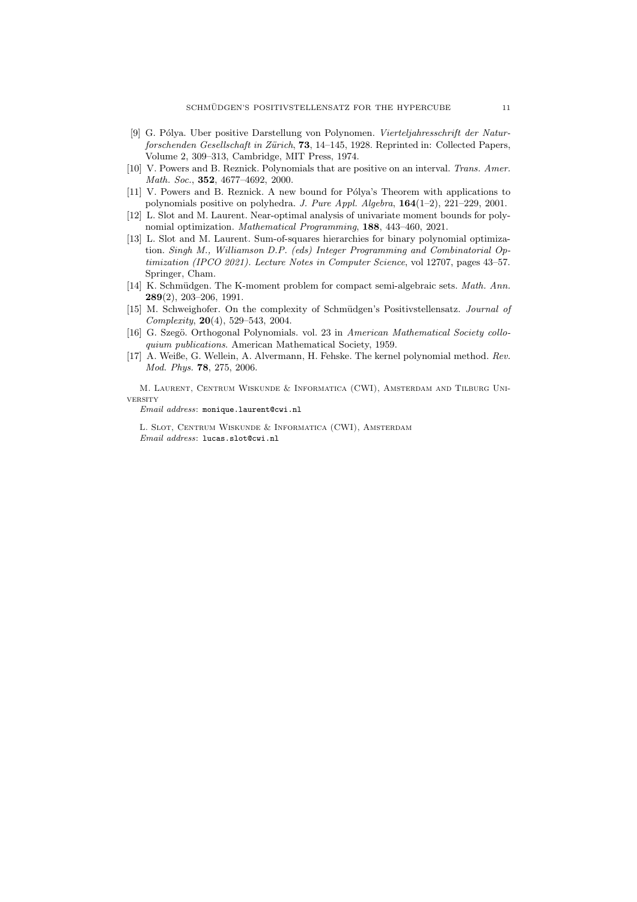[9] G. Pólya. Uber positive Darstellung von Polynomen. *Vierteljahresschrift der Naturforschenden Gesellschaft in Zürich*, **73**, 14–145, 1928. Reprinted in: Collected Papers, Volume 2, 309–313, Cambridge, MIT Press, 1974.

[10] V. Powers and B. Reznick. Polynomials that are positive on an interval. *Trans. Amer. Math. Soc.*, **352**, 4677–4692, 2000.

[11] V. Powers and B. Reznick. A new bound for Pólya's Theorem with applications to polynomials positive on polyhedra. *J. Pure Appl. Algebra*, **164**(1–2), 221–229, 2001.

[12] L. Slot and M. Laurent. Near-optimal analysis of univariate moment bounds for polynomial optimization. *Mathematical Programming*, **188**, 443–460, 2021.

[13] L. Slot and M. Laurent. Sum-of-squares hierarchies for binary polynomial optimization. *Singh M., Williamson D.P. (eds) Integer Programming and Combinatorial Optimization (IPCO 2021). Lecture Notes in Computer Science*, vol 12707, pages 43–57. Springer, Cham.

[14] K. Schmüdgen. The K-moment problem for compact semi-algebraic sets. *Math. Ann.* **289**(2), 203–206, 1991.

[15] M. Schweighofer. On the complexity of Schmüdgen's Positivstellensatz. *Journal of Complexity*, **20**(4), 529–543, 2004.

[16] G. Szegö. Orthogonal Polynomials. vol. 23 in *American Mathematical Society colloquium publications*. American Mathematical Society, 1959.

[17] A. Weiße, G. Wellein, A. Alvermann, H. Fehske. The kernel polynomial method. *Rev. Mod. Phys.* **78**, 275, 2006.

M. Laurent, Centrum Wiskunde & Informatica (CWI), Amsterdam and Tilburg University

*Email address*: monique.laurent@cwi.nl

L. Slot, Centrum Wiskunde & Informatica (CWI), Amsterdam

*Email address*: lucas.slot@cwi.nl